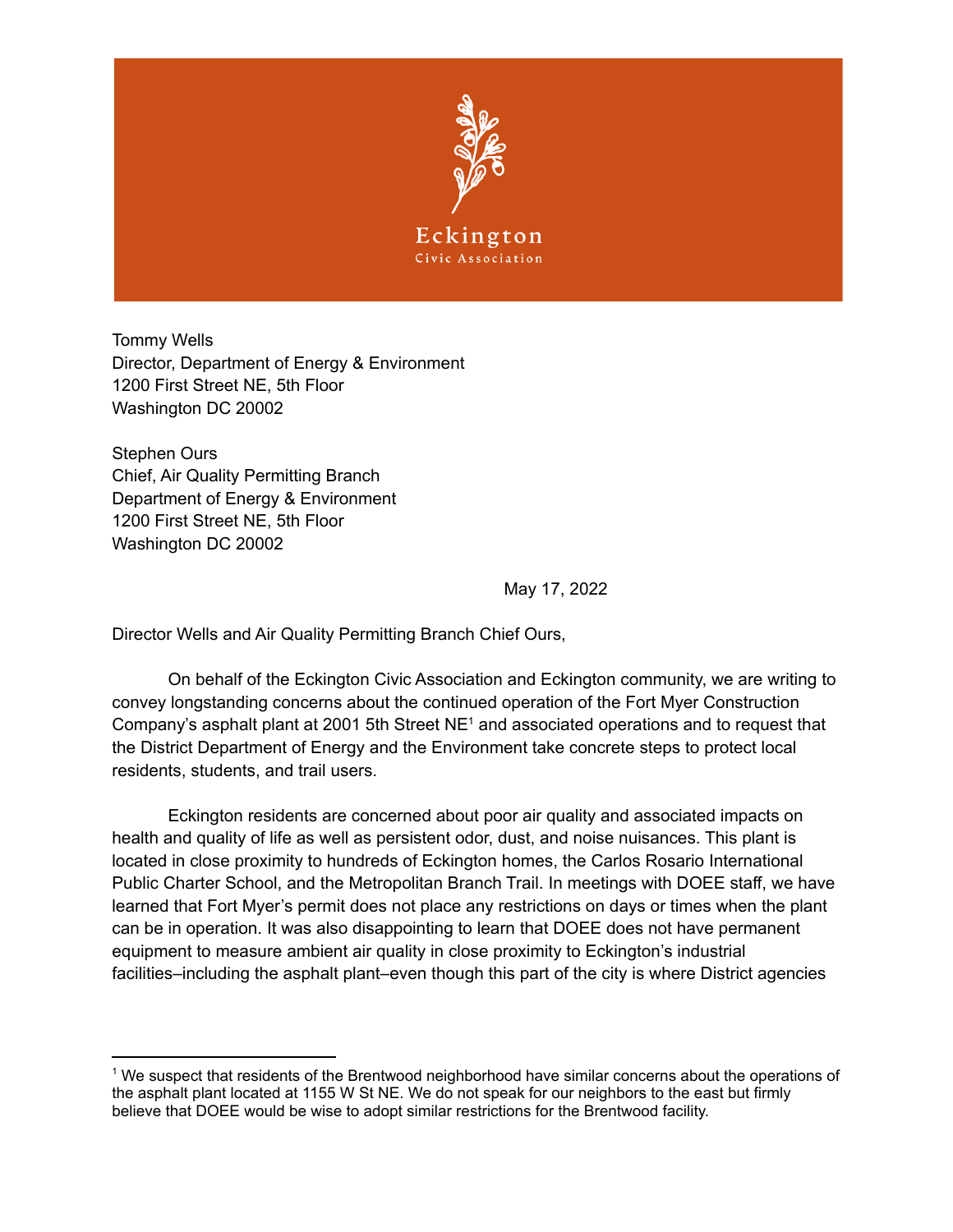Eckington

Civic Association

Tommy Wells
Director, Department of Energy & Environment
1200 First Street NE, 5th Floor
Washington DC 20002

Stephen Ours
Chief, Air Quality Permitting Branch
Department of Energy & Environment
1200 First Street NE, 5th Floor
Washington DC 20002

May 17, 2022

Director Wells and Air Quality Permitting Branch Chief Ours,

On behalf of the Eckington Civic Association and Eckington community, we are writing to convey longstanding concerns about the continued operation of the Fort Myer Construction Company's asphalt plant at 2001 5th Street NE[1] and associated operations and to request that the District Department of Energy and the Environment take concrete steps to protect local residents, students, and trail users.

Eckington residents are concerned about poor air quality and associated impacts on health and quality of life as well as persistent odor, dust, and noise nuisances. This plant is located in close proximity to hundreds of Eckington homes, the Carlos Rosario International Public Charter School, and the Metropolitan Branch Trail. In meetings with DOEE staff, we have learned that Fort Myer's permit does not place any restrictions on days or times when the plant can be in operation. It was also disappointing to learn that DOEE does not have permanent equipment to measure ambient air quality in close proximity to Eckington's industrial facilities–including the asphalt plant–even though this part of the city is where District agencies

[1] We suspect that residents of the Brentwood neighborhood have similar concerns about the operations of the asphalt plant located at 1155 W St NE. We do not speak for our neighbors to the east but firmly believe that DOEE would be wise to adopt similar restrictions for the Brentwood facility.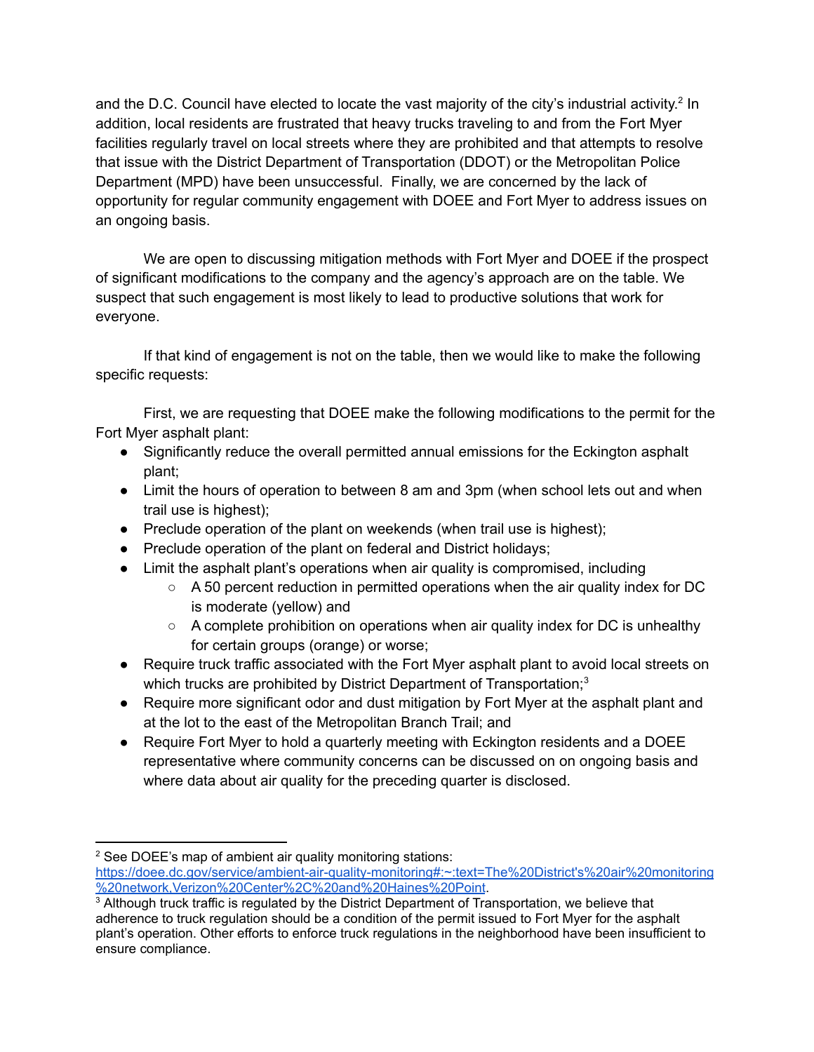and the D.C. Council have elected to locate the vast majority of the city's industrial activity.[2] In addition, local residents are frustrated that heavy trucks traveling to and from the Fort Myer facilities regularly travel on local streets where they are prohibited and that attempts to resolve that issue with the District Department of Transportation (DDOT) or the Metropolitan Police Department (MPD) have been unsuccessful. Finally, we are concerned by the lack of opportunity for regular community engagement with DOEE and Fort Myer to address issues on an ongoing basis.

We are open to discussing mitigation methods with Fort Myer and DOEE if the prospect of significant modifications to the company and the agency's approach are on the table. We suspect that such engagement is most likely to lead to productive solutions that work for everyone.

If that kind of engagement is not on the table, then we would like to make the following specific requests:

First, we are requesting that DOEE make the following modifications to the permit for the Fort Myer asphalt plant:

- Significantly reduce the overall permitted annual emissions for the Eckington asphalt plant;
- Limit the hours of operation to between 8 am and 3pm (when school lets out and when trail use is highest);
- Preclude operation of the plant on weekends (when trail use is highest);
- Preclude operation of the plant on federal and District holidays;
- Limit the asphalt plant's operations when air quality is compromised, including
    - A 50 percent reduction in permitted operations when the air quality index for DC is moderate (yellow) and
    - A complete prohibition on operations when air quality index for DC is unhealthy for certain groups (orange) or worse;
- Require truck traffic associated with the Fort Myer asphalt plant to avoid local streets on which trucks are prohibited by District Department of Transportation;[3]
- Require more significant odor and dust mitigation by Fort Myer at the asphalt plant and at the lot to the east of the Metropolitan Branch Trail; and
- Require Fort Myer to hold a quarterly meeting with Eckington residents and a DOEE representative where community concerns can be discussed on on ongoing basis and where data about air quality for the preceding quarter is disclosed.

---

[2] See DOEE's map of ambient air quality monitoring stations: https://doee.dc.gov/service/ambient-air-quality-monitoring#:~:text=The%20District's%20air%20monitoring%20network,Verizon%20Center%2C%20and%20Haines%20Point.

[3] Although truck traffic is regulated by the District Department of Transportation, we believe that adherence to truck regulation should be a condition of the permit issued to Fort Myer for the asphalt plant's operation. Other efforts to enforce truck regulations in the neighborhood have been insufficient to ensure compliance.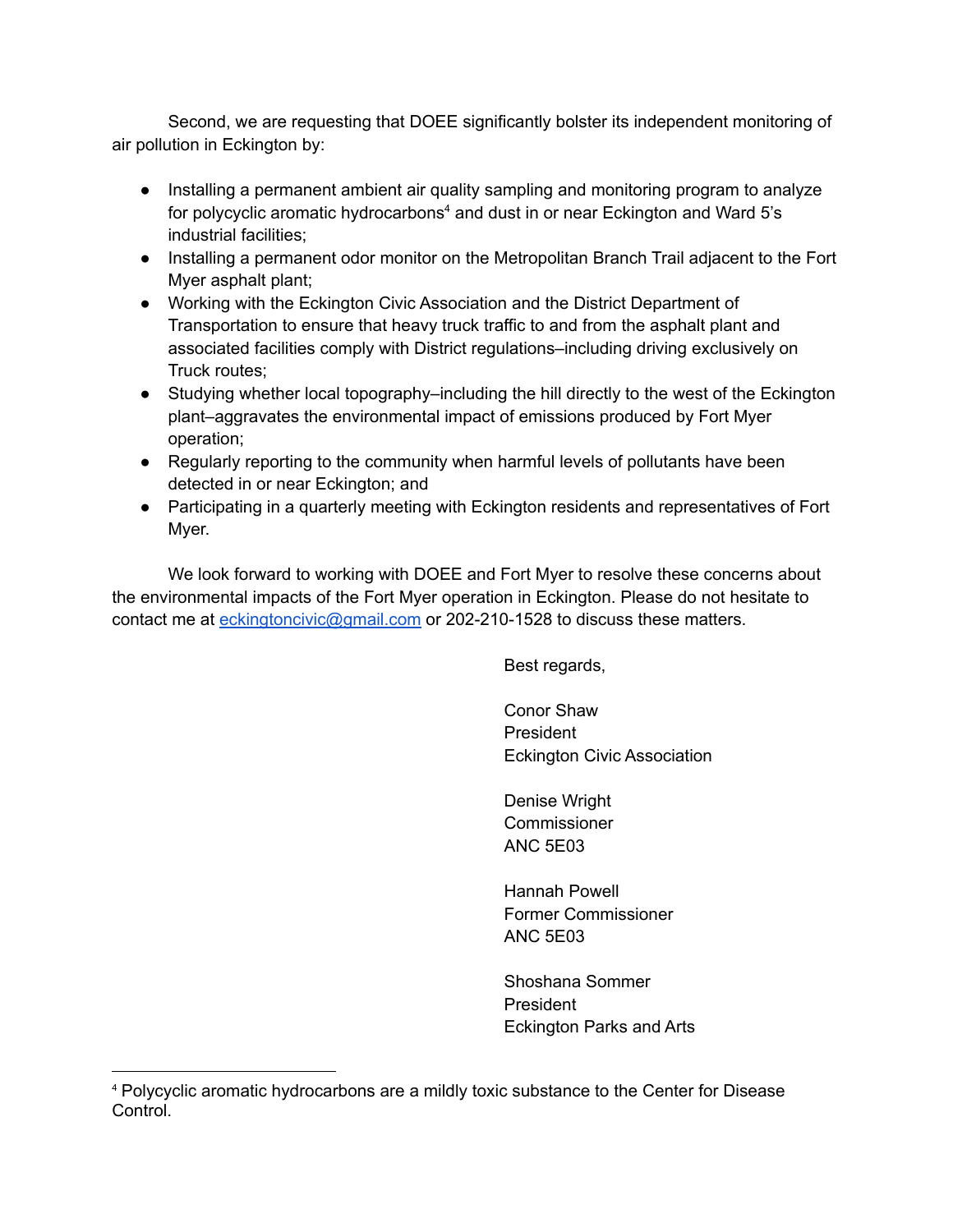Second, we are requesting that DOEE significantly bolster its independent monitoring of air pollution in Eckington by:

- Installing a permanent ambient air quality sampling and monitoring program to analyze for polycyclic aromatic hydrocarbons[4] and dust in or near Eckington and Ward 5's industrial facilities;
- Installing a permanent odor monitor on the Metropolitan Branch Trail adjacent to the Fort Myer asphalt plant;
- Working with the Eckington Civic Association and the District Department of Transportation to ensure that heavy truck traffic to and from the asphalt plant and associated facilities comply with District regulations–including driving exclusively on Truck routes;
- Studying whether local topography–including the hill directly to the west of the Eckington plant–aggravates the environmental impact of emissions produced by Fort Myer operation;
- Regularly reporting to the community when harmful levels of pollutants have been detected in or near Eckington; and
- Participating in a quarterly meeting with Eckington residents and representatives of Fort Myer.

We look forward to working with DOEE and Fort Myer to resolve these concerns about the environmental impacts of the Fort Myer operation in Eckington. Please do not hesitate to contact me at eckingtoncivic@gmail.com or 202-210-1528 to discuss these matters.

Best regards,

Conor Shaw
President
Eckington Civic Association

Denise Wright
Commissioner
ANC 5E03

Hannah Powell
Former Commissioner
ANC 5E03

Shoshana Sommer
President
Eckington Parks and Arts

---

[4] Polycyclic aromatic hydrocarbons are a mildly toxic substance to the Center for Disease Control.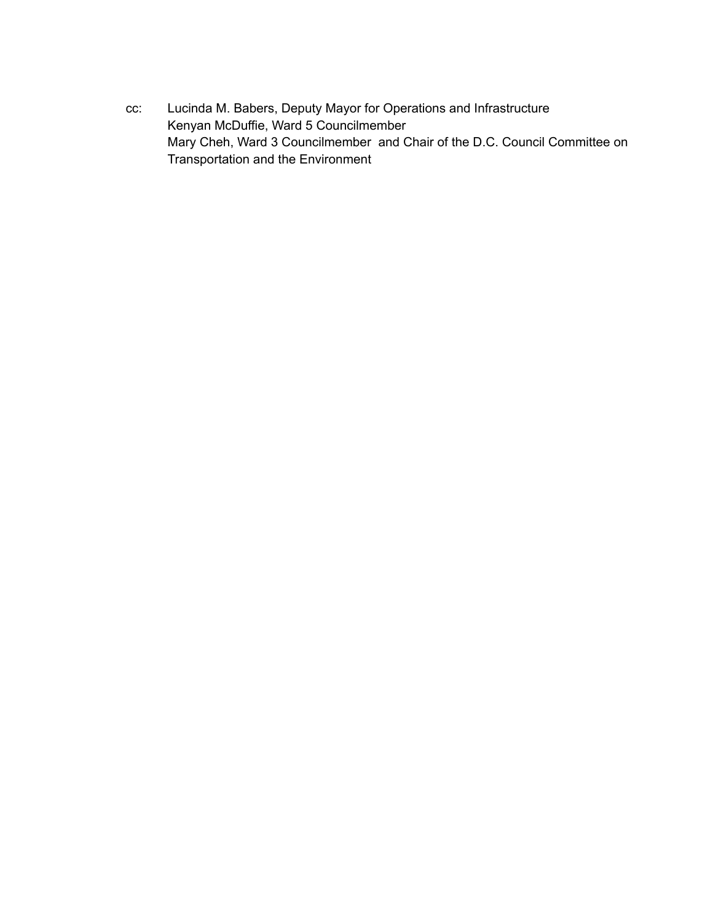cc: Lucinda M. Babers, Deputy Mayor for Operations and Infrastructure
Kenyan McDuffie, Ward 5 Councilmember
Mary Cheh, Ward 3 Councilmember and Chair of the D.C. Council Committee on Transportation and the Environment